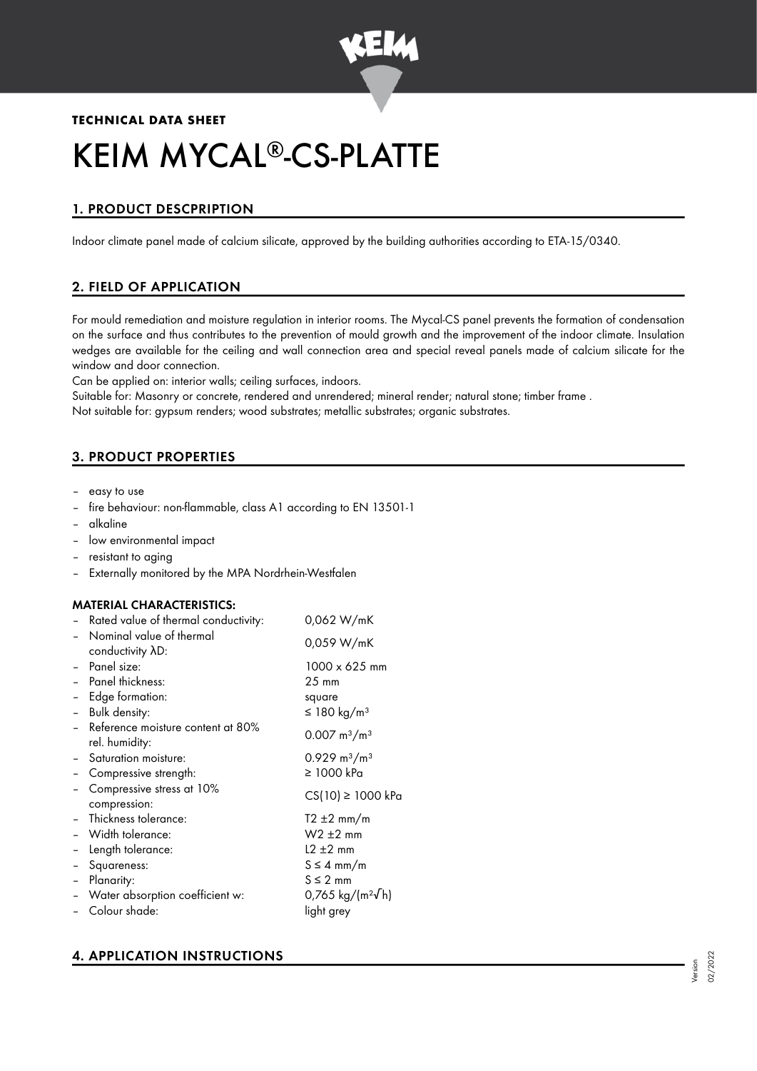**TECHNICAL DATA SHEET**

# KEIM MYCAL®-CS-PLATTE

## 1. PRODUCT DESCPRIPTION

Indoor climate panel made of calcium silicate, approved by the building authorities according to ETA-15/0340.

## 2. FIELD OF APPLICATION

For mould remediation and moisture regulation in interior rooms. The Mycal-CS panel prevents the formation of condensation on the surface and thus contributes to the prevention of mould growth and the improvement of the indoor climate. Insulation wedges are available for the ceiling and wall connection area and special reveal panels made of calcium silicate for the window and door connection.

Can be applied on: interior walls; ceiling surfaces, indoors.

Suitable for: Masonry or concrete, rendered and unrendered; mineral render; natural stone; timber frame .

Not suitable for: gypsum renders; wood substrates; metallic substrates; organic substrates.

## 3. PRODUCT PROPERTIES

- easy to use
- fire behaviour: non-flammable, class A1 according to EN 13501-1
- alkaline
- low environmental impact
- resistant to aging
- Externally monitored by the MPA Nordrhein-Westfalen

### MATERIAL CHARACTERISTICS:

| | |
|---|---|
| – Rated value of thermal conductivity: | 0,062 W/mK |
| – Nominal value of thermal conductivity λD: | 0,059 W/mK |
| – Panel size: | 1000 x 625 mm |
| – Panel thickness: | 25 mm |
| – Edge formation: | square |
| – Bulk density: | ≤ 180 kg/m³ |
| – Reference moisture content at 80% rel. humidity: | 0.007 m³/m³ |
| – Saturation moisture: | 0.929 m³/m³ |
| – Compressive strength: | ≥ 1000 kPa |
| – Compressive stress at 10% compression: | CS(10) ≥ 1000 kPa |
| – Thickness tolerance: | T2 ±2 mm/m |
| – Width tolerance: | W2 ±2 mm |
| – Length tolerance: | L2 ±2 mm |
| – Squareness: | S ≤ 4 mm/m |
| – Planarity: | S ≤ 2 mm |
| – Water absorption coefficient w: | 0,765 kg/(m²√h) |
| – Colour shade: | light grey |

## 4. APPLICATION INSTRUCTIONS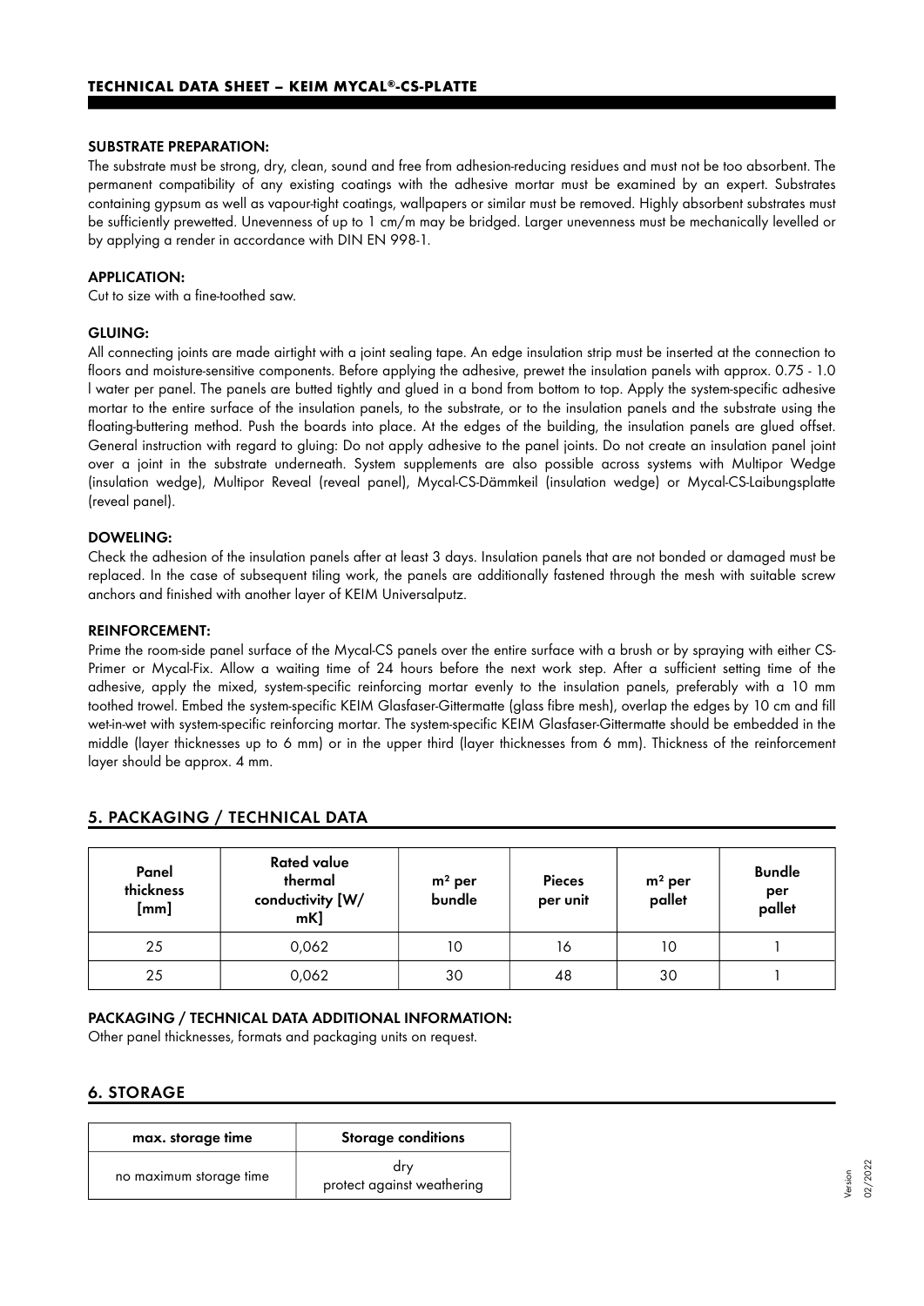### SUBSTRATE PREPARATION:

The substrate must be strong, dry, clean, sound and free from adhesion-reducing residues and must not be too absorbent. The permanent compatibility of any existing coatings with the adhesive mortar must be examined by an expert. Substrates containing gypsum as well as vapour-tight coatings, wallpapers or similar must be removed. Highly absorbent substrates must be sufficiently prewetted. Unevenness of up to 1 cm/m may be bridged. Larger unevenness must be mechanically levelled or by applying a render in accordance with DIN EN 998-1.

### APPLICATION:

Cut to size with a fine-toothed saw.

### GLUING:

All connecting joints are made airtight with a joint sealing tape. An edge insulation strip must be inserted at the connection to floors and moisture-sensitive components. Before applying the adhesive, prewet the insulation panels with approx. 0.75 - 1.0 l water per panel. The panels are butted tightly and glued in a bond from bottom to top. Apply the system-specific adhesive mortar to the entire surface of the insulation panels, to the substrate, or to the insulation panels and the substrate using the floating-buttering method. Push the boards into place. At the edges of the building, the insulation panels are glued offset. General instruction with regard to gluing: Do not apply adhesive to the panel joints. Do not create an insulation panel joint over a joint in the substrate underneath. System supplements are also possible across systems with Multipor Wedge (insulation wedge), Multipor Reveal (reveal panel), Mycal-CS-Dämmkeil (insulation wedge) or Mycal-CS-Laibungsplatte (reveal panel).

### DOWELING:

Check the adhesion of the insulation panels after at least 3 days. Insulation panels that are not bonded or damaged must be replaced. In the case of subsequent tiling work, the panels are additionally fastened through the mesh with suitable screw anchors and finished with another layer of KEIM Universalputz.

### REINFORCEMENT:

Prime the room-side panel surface of the Mycal-CS panels over the entire surface with a brush or by spraying with either CS-Primer or Mycal-Fix. Allow a waiting time of 24 hours before the next work step. After a sufficient setting time of the adhesive, apply the mixed, system-specific reinforcing mortar evenly to the insulation panels, preferably with a 10 mm toothed trowel. Embed the system-specific KEIM Glasfaser-Gittermatte (glass fibre mesh), overlap the edges by 10 cm and fill wet-in-wet with system-specific reinforcing mortar. The system-specific KEIM Glasfaser-Gittermatte should be embedded in the middle (layer thicknesses up to 6 mm) or in the upper third (layer thicknesses from 6 mm). Thickness of the reinforcement layer should be approx. 4 mm.

## 5. PACKAGING / TECHNICAL DATA

| Panel thickness [mm] | Rated value thermal conductivity [W/mK] | $m^2$ per bundle | Pieces per unit | $m^2$ per pallet | Bundle per pallet |
|---|---|---|---|---|---|
| 25 | 0,062 | 10 | 16 | 10 | 1 |
| 25 | 0,062 | 30 | 48 | 30 | 1 |

### PACKAGING / TECHNICAL DATA ADDITIONAL INFORMATION:

Other panel thicknesses, formats and packaging units on request.

## 6. STORAGE

| max. storage time | Storage conditions |
|---|---|
| no maximum storage time | dry<br>protect against weathering |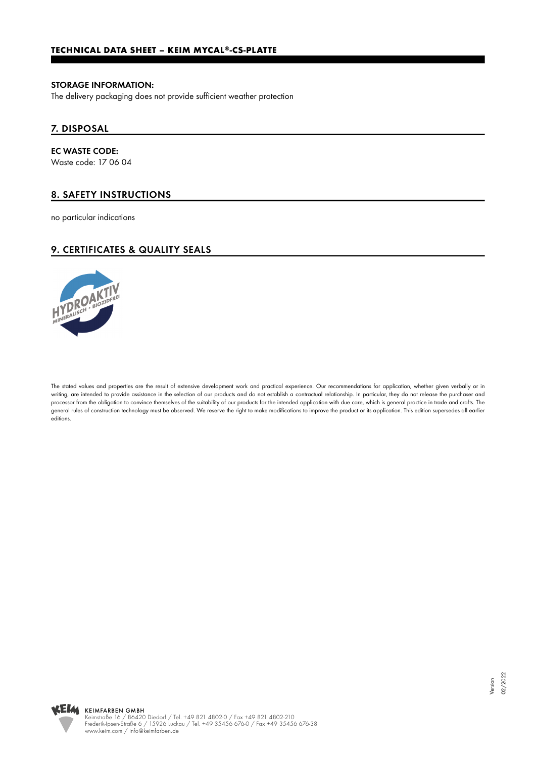#### STORAGE INFORMATION:

The delivery packaging does not provide sufficient weather protection

## 7. DISPOSAL

#### EC WASTE CODE:

Waste code: 17 06 04

## 8. SAFETY INSTRUCTIONS

no particular indications

## 9. CERTIFICATES & QUALITY SEALS

The stated values and properties are the result of extensive development work and practical experience. Our recommendations for application, whether given verbally or in writing, are intended to provide assistance in the selection of our products and do not establish a contractual relationship. In particular, they do not release the purchaser and processor from the obligation to convince themselves of the suitability of our products for the intended application with due care, which is general practice in trade and crafts. The general rules of construction technology must be observed. We reserve the right to make modifications to improve the product or its application. This edition supersedes all earlier editions.

KEIMFARBEN GMBH
Keimstraße 16 / 86420 Diedorf / Tel. +49 821 4802-0 / Fax +49 821 4802-210
Frederik-Ipsen-Straße 6 / 15926 Luckau / Tel. +49 35456 676-0 / Fax +49 35456 676-38
www.keim.com / info@keimfarben.de

Version 02/2022